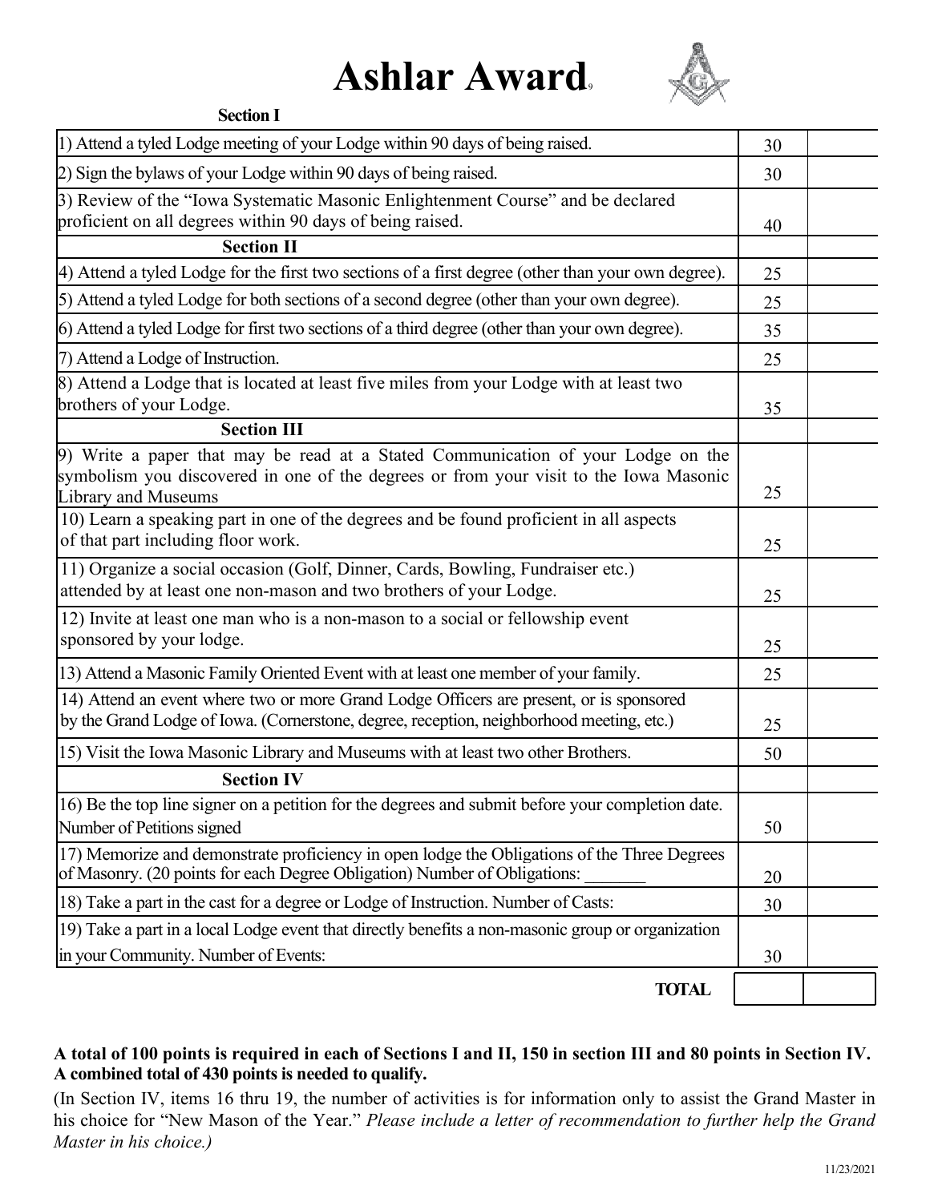# Ashlar Award

| Section I | | |
|---|---|---|
| 1) Attend a tyled Lodge meeting of your Lodge within 90 days of being raised. | 30 | |
| 2) Sign the bylaws of your Lodge within 90 days of being raised. | 30 | |
| 3) Review of the "Iowa Systematic Masonic Enlightenment Course" and be declared proficient on all degrees within 90 days of being raised. | 40 | |
| **Section II** | | |
| 4) Attend a tyled Lodge for the first two sections of a first degree (other than your own degree). | 25 | |
| 5) Attend a tyled Lodge for both sections of a second degree (other than your own degree). | 25 | |
| 6) Attend a tyled Lodge for first two sections of a third degree (other than your own degree). | 35 | |
| 7) Attend a Lodge of Instruction. | 25 | |
| 8) Attend a Lodge that is located at least five miles from your Lodge with at least two brothers of your Lodge. | 35 | |
| **Section III** | | |
| 9) Write a paper that may be read at a Stated Communication of your Lodge on the symbolism you discovered in one of the degrees or from your visit to the Iowa Masonic Library and Museums | 25 | |
| 10) Learn a speaking part in one of the degrees and be found proficient in all aspects of that part including floor work. | 25 | |
| 11) Organize a social occasion (Golf, Dinner, Cards, Bowling, Fundraiser etc.) attended by at least one non-mason and two brothers of your Lodge. | 25 | |
| 12) Invite at least one man who is a non-mason to a social or fellowship event sponsored by your lodge. | 25 | |
| 13) Attend a Masonic Family Oriented Event with at least one member of your family. | 25 | |
| 14) Attend an event where two or more Grand Lodge Officers are present, or is sponsored by the Grand Lodge of Iowa. (Cornerstone, degree, reception, neighborhood meeting, etc.) | 25 | |
| 15) Visit the Iowa Masonic Library and Museums with at least two other Brothers. | 50 | |
| **Section IV** | | |
| 16) Be the top line signer on a petition for the degrees and submit before your completion date. Number of Petitions signed | 50 | |
| 17) Memorize and demonstrate proficiency in open lodge the Obligations of the Three Degrees of Masonry. (20 points for each Degree Obligation) Number of Obligations: _______ | 20 | |
| 18) Take a part in the cast for a degree or Lodge of Instruction. Number of Casts: | 30 | |
| 19) Take a part in a local Lodge event that directly benefits a non-masonic group or organization in your Community. Number of Events: | 30 | |
| **TOTAL** | | |

**A total of 100 points is required in each of Sections I and II, 150 in section III and 80 points in Section IV. A combined total of 430 points is needed to qualify.**

(In Section IV, items 16 thru 19, the number of activities is for information only to assist the Grand Master in his choice for "New Mason of the Year." *Please include a letter of recommendation to further help the Grand Master in his choice.)*

11/23/2021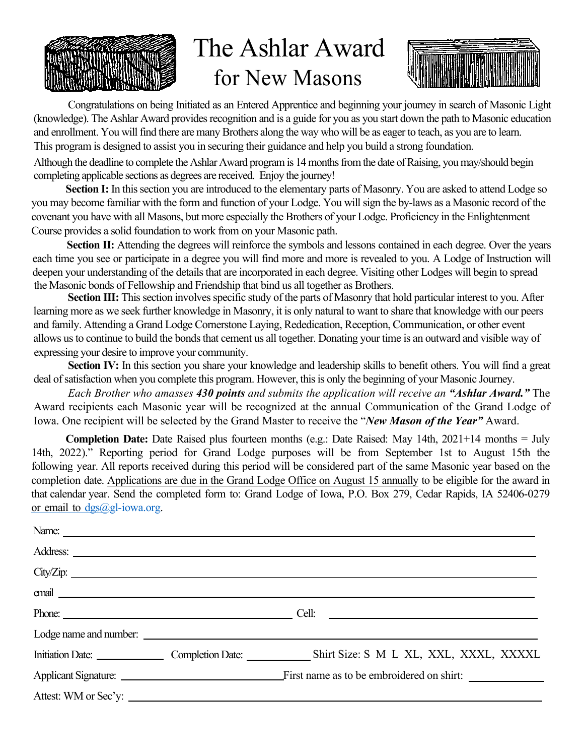# The Ashlar Award
## for New Masons

Congratulations on being Initiated as an Entered Apprentice and beginning your journey in search of Masonic Light (knowledge). The Ashlar Award provides recognition and is a guide for you as you start down the path to Masonic education and enrollment. You will find there are many Brothers along the way who will be as eager to teach, as you are to learn. This program is designed to assist you in securing their guidance and help you build a strong foundation.

Although the deadline to complete the Ashlar Award program is 14 months from the date of Raising, you may/should begin completing applicable sections as degrees are received. Enjoy the journey!

**Section I:** In this section you are introduced to the elementary parts of Masonry. You are asked to attend Lodge so you may become familiar with the form and function of your Lodge. You will sign the by-laws as a Masonic record of the covenant you have with all Masons, but more especially the Brothers of your Lodge. Proficiency in the Enlightenment Course provides a solid foundation to work from on your Masonic path.

**Section II:** Attending the degrees will reinforce the symbols and lessons contained in each degree. Over the years each time you see or participate in a degree you will find more and more is revealed to you. A Lodge of Instruction will deepen your understanding of the details that are incorporated in each degree. Visiting other Lodges will begin to spread the Masonic bonds of Fellowship and Friendship that bind us all together as Brothers.

**Section III:** This section involves specific study of the parts of Masonry that hold particular interest to you. After learning more as we seek further knowledge in Masonry, it is only natural to want to share that knowledge with our peers and family. Attending a Grand Lodge Cornerstone Laying, Rededication, Reception, Communication, or other event allows us to continue to build the bonds that cement us all together. Donating your time is an outward and visible way of expressing your desire to improve your community.

**Section IV:** In this section you share your knowledge and leadership skills to benefit others. You will find a great deal of satisfaction when you complete this program. However, this is only the beginning of your Masonic Journey.

*Each Brother who amasses **430 points** and submits the application will receive an **"Ashlar Award."*** The Award recipients each Masonic year will be recognized at the annual Communication of the Grand Lodge of Iowa. One recipient will be selected by the Grand Master to receive the "***New Mason of the Year"*** Award.

**Completion Date:** Date Raised plus fourteen months (e.g.: Date Raised: May 14th, 2021+14 months = July 14th, 2022)." Reporting period for Grand Lodge purposes will be from September 1st to August 15th the following year. All reports received during this period will be considered part of the same Masonic year based on the completion date. Applications are due in the Grand Lodge Office on August 15 annually to be eligible for the award in that calendar year. Send the completed form to: Grand Lodge of Iowa, P.O. Box 279, Cedar Rapids, IA 52406-0279 or email to dgs@gl-iowa.org.

Name: ______________________________

Address: ______________________________

City/Zip: ______________________________

email ______________________________

Phone: ________________ Cell: ________________

Lodge name and number: ______________________________

Initiation Date: __________ Completion Date: __________ Shirt Size: S M L XL, XXL, XXXL, XXXXL

Applicant Signature: ________________ First name as to be embroidered on shirt: __________

Attest: WM or Sec'y: ______________________________